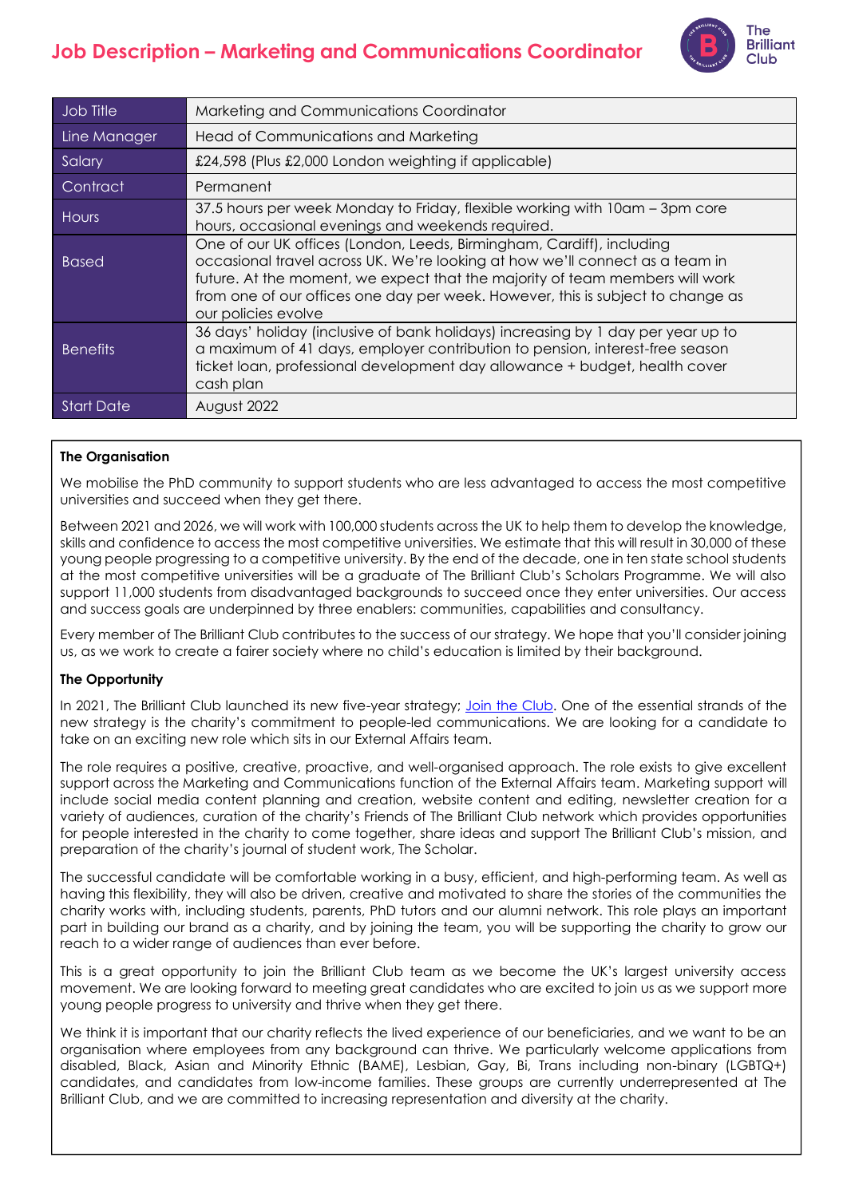# Job Description – Marketing and Communications Coordinator

| Job Title | Marketing and Communications Coordinator |
|---|---|
| Line Manager | Head of Communications and Marketing |
| Salary | £24,598 (Plus £2,000 London weighting if applicable) |
| Contract | Permanent |
| Hours | 37.5 hours per week Monday to Friday, flexible working with 10am – 3pm core hours, occasional evenings and weekends required. |
| Based | One of our UK offices (London, Leeds, Birmingham, Cardiff), including occasional travel across UK. We're looking at how we'll connect as a team in future. At the moment, we expect that the majority of team members will work from one of our offices one day per week. However, this is subject to change as our policies evolve |
| Benefits | 36 days' holiday (inclusive of bank holidays) increasing by 1 day per year up to a maximum of 41 days, employer contribution to pension, interest-free season ticket loan, professional development day allowance + budget, health cover cash plan |
| Start Date | August 2022 |

**The Organisation**

We mobilise the PhD community to support students who are less advantaged to access the most competitive universities and succeed when they get there.

Between 2021 and 2026, we will work with 100,000 students across the UK to help them to develop the knowledge, skills and confidence to access the most competitive universities. We estimate that this will result in 30,000 of these young people progressing to a competitive university. By the end of the decade, one in ten state school students at the most competitive universities will be a graduate of The Brilliant Club's Scholars Programme. We will also support 11,000 students from disadvantaged backgrounds to succeed once they enter universities. Our access and success goals are underpinned by three enablers: communities, capabilities and consultancy.

Every member of The Brilliant Club contributes to the success of our strategy. We hope that you'll consider joining us, as we work to create a fairer society where no child's education is limited by their background.

**The Opportunity**

In 2021, The Brilliant Club launched its new five-year strategy; Join the Club. One of the essential strands of the new strategy is the charity's commitment to people-led communications. We are looking for a candidate to take on an exciting new role which sits in our External Affairs team.

The role requires a positive, creative, proactive, and well-organised approach. The role exists to give excellent support across the Marketing and Communications function of the External Affairs team. Marketing support will include social media content planning and creation, website content and editing, newsletter creation for a variety of audiences, curation of the charity's Friends of The Brilliant Club network which provides opportunities for people interested in the charity to come together, share ideas and support The Brilliant Club's mission, and preparation of the charity's journal of student work, The Scholar.

The successful candidate will be comfortable working in a busy, efficient, and high-performing team. As well as having this flexibility, they will also be driven, creative and motivated to share the stories of the communities the charity works with, including students, parents, PhD tutors and our alumni network. This role plays an important part in building our brand as a charity, and by joining the team, you will be supporting the charity to grow our reach to a wider range of audiences than ever before.

This is a great opportunity to join the Brilliant Club team as we become the UK's largest university access movement. We are looking forward to meeting great candidates who are excited to join us as we support more young people progress to university and thrive when they get there.

We think it is important that our charity reflects the lived experience of our beneficiaries, and we want to be an organisation where employees from any background can thrive. We particularly welcome applications from disabled, Black, Asian and Minority Ethnic (BAME), Lesbian, Gay, Bi, Trans including non-binary (LGBTQ+) candidates, and candidates from low-income families. These groups are currently underrepresented at The Brilliant Club, and we are committed to increasing representation and diversity at the charity.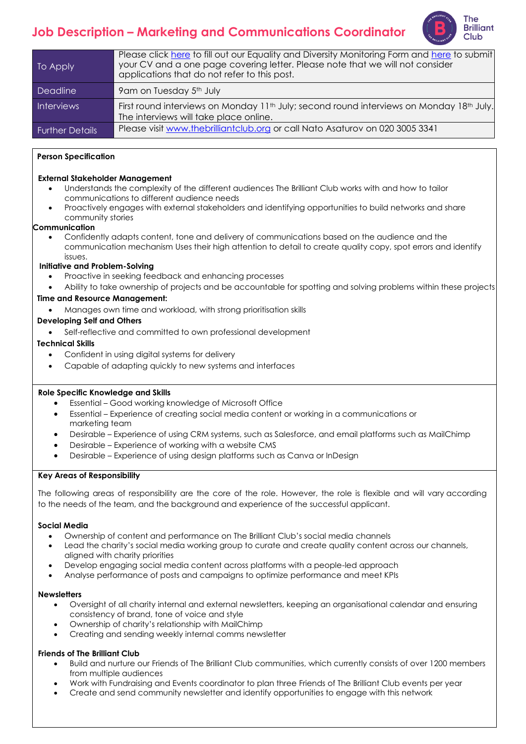# Job Description – Marketing and Communications Coordinator

| To Apply | Please click here to fill out our Equality and Diversity Monitoring Form and here to submit your CV and a one page covering letter. Please note that we will not consider applications that do not refer to this post. |
|---|---|
| Deadline | 9am on Tuesday 5th July |
| Interviews | First round interviews on Monday 11th July; second round interviews on Monday 18th July. The interviews will take place online. |
| Further Details | Please visit www.thebrilliantclub.org or call Nato Asaturov on 020 3005 3341 |

**Person Specification**

**External Stakeholder Management**

- Understands the complexity of the different audiences The Brilliant Club works with and how to tailor communications to different audience needs
- Proactively engages with external stakeholders and identifying opportunities to build networks and share community stories

**Communication**

- Confidently adapts content, tone and delivery of communications based on the audience and the communication mechanism Uses their high attention to detail to create quality copy, spot errors and identify issues.

**Initiative and Problem-Solving**

- Proactive in seeking feedback and enhancing processes
- Ability to take ownership of projects and be accountable for spotting and solving problems within these projects

**Time and Resource Management:**

- Manages own time and workload, with strong prioritisation skills

**Developing Self and Others**

- Self-reflective and committed to own professional development

**Technical Skills**

- Confident in using digital systems for delivery
- Capable of adapting quickly to new systems and interfaces

**Role Specific Knowledge and Skills**

- Essential – Good working knowledge of Microsoft Office
- Essential – Experience of creating social media content or working in a communications or marketing team
- Desirable – Experience of using CRM systems, such as Salesforce, and email platforms such as MailChimp
- Desirable – Experience of working with a website CMS
- Desirable – Experience of using design platforms such as Canva or InDesign

**Key Areas of Responsibility**

The following areas of responsibility are the core of the role. However, the role is flexible and will vary according to the needs of the team, and the background and experience of the successful applicant.

**Social Media**

- Ownership of content and performance on The Brilliant Club's social media channels
- Lead the charity's social media working group to curate and create quality content across our channels, aligned with charity priorities
- Develop engaging social media content across platforms with a people-led approach
- Analyse performance of posts and campaigns to optimize performance and meet KPIs

**Newsletters**

- Oversight of all charity internal and external newsletters, keeping an organisational calendar and ensuring consistency of brand, tone of voice and style
- Ownership of charity's relationship with MailChimp
- Creating and sending weekly internal comms newsletter

**Friends of The Brilliant Club**

- Build and nurture our Friends of The Brilliant Club communities, which currently consists of over 1200 members from multiple audiences
- Work with Fundraising and Events coordinator to plan three Friends of The Brilliant Club events per year
- Create and send community newsletter and identify opportunities to engage with this network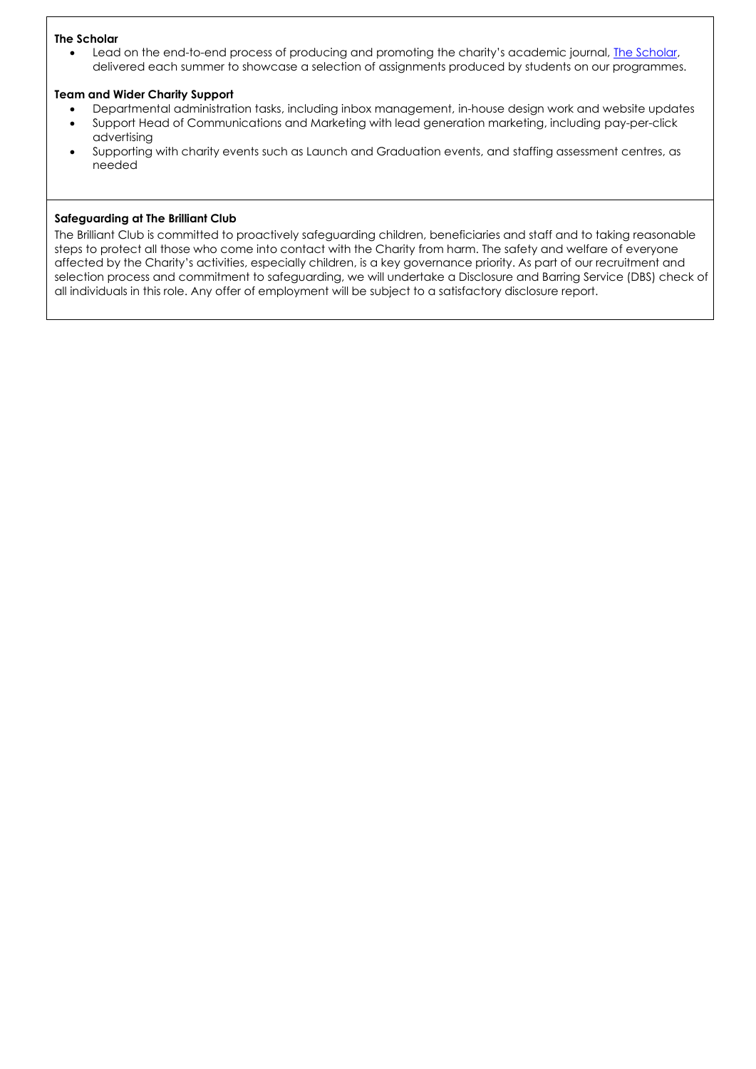**The Scholar**

- Lead on the end-to-end process of producing and promoting the charity's academic journal, The Scholar, delivered each summer to showcase a selection of assignments produced by students on our programmes.

**Team and Wider Charity Support**

- Departmental administration tasks, including inbox management, in-house design work and website updates
- Support Head of Communications and Marketing with lead generation marketing, including pay-per-click advertising
- Supporting with charity events such as Launch and Graduation events, and staffing assessment centres, as needed

**Safeguarding at The Brilliant Club**

The Brilliant Club is committed to proactively safeguarding children, beneficiaries and staff and to taking reasonable steps to protect all those who come into contact with the Charity from harm. The safety and welfare of everyone affected by the Charity's activities, especially children, is a key governance priority. As part of our recruitment and selection process and commitment to safeguarding, we will undertake a Disclosure and Barring Service (DBS) check of all individuals in this role. Any offer of employment will be subject to a satisfactory disclosure report.